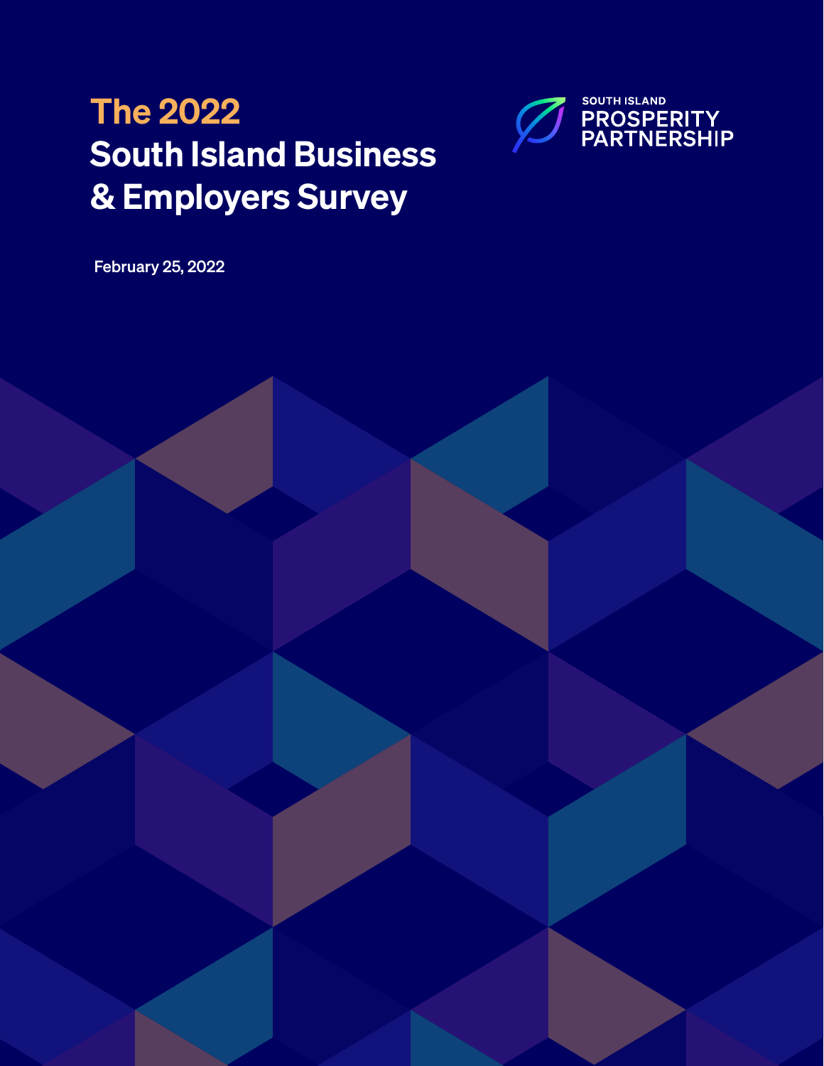# The 2022 South Island Business & Employers Survey

SOUTH ISLAND PROSPERITY PARTNERSHIP

February 25, 2022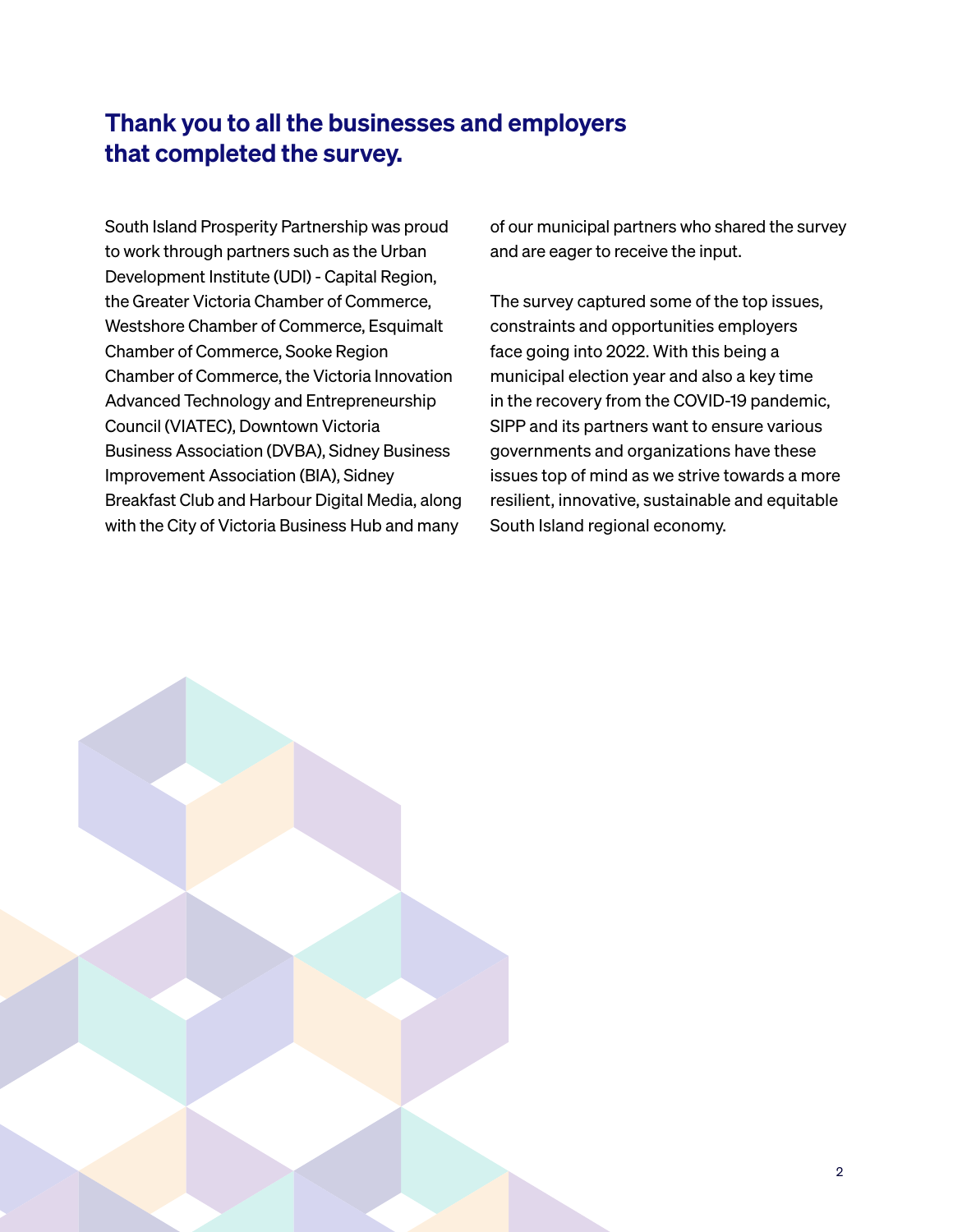## Thank you to all the businesses and employers that completed the survey.

South Island Prosperity Partnership was proud to work through partners such as the Urban Development Institute (UDI) - Capital Region, the Greater Victoria Chamber of Commerce, Westshore Chamber of Commerce, Esquimalt Chamber of Commerce, Sooke Region Chamber of Commerce, the Victoria Innovation Advanced Technology and Entrepreneurship Council (VIATEC), Downtown Victoria Business Association (DVBA), Sidney Business Improvement Association (BIA), Sidney Breakfast Club and Harbour Digital Media, along with the City of Victoria Business Hub and many of our municipal partners who shared the survey and are eager to receive the input.

The survey captured some of the top issues, constraints and opportunities employers face going into 2022. With this being a municipal election year and also a key time in the recovery from the COVID-19 pandemic, SIPP and its partners want to ensure various governments and organizations have these issues top of mind as we strive towards a more resilient, innovative, sustainable and equitable South Island regional economy.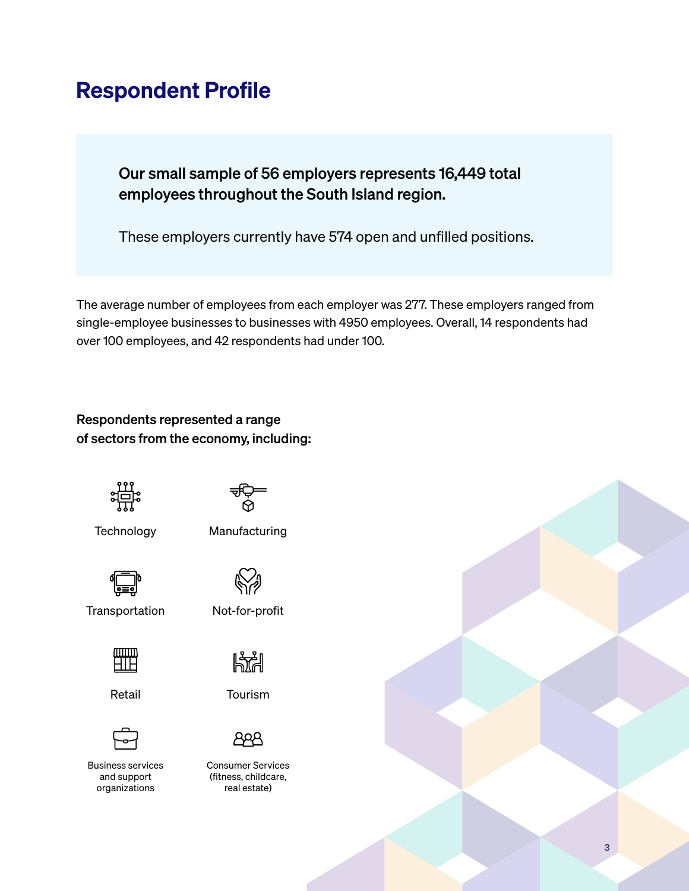# Respondent Profile

**Our small sample of 56 employers represents 16,449 total employees throughout the South Island region.**

These employers currently have 574 open and unfilled positions.

The average number of employees from each employer was 277. These employers ranged from single-employee businesses to businesses with 4950 employees. Overall, 14 respondents had over 100 employees, and 42 respondents had under 100.

**Respondents represented a range of sectors from the economy, including:**

- Technology
- Manufacturing
- Transportation
- Not-for-profit
- Retail
- Tourism
- Business services and support organizations
- Consumer Services (fitness, childcare, real estate)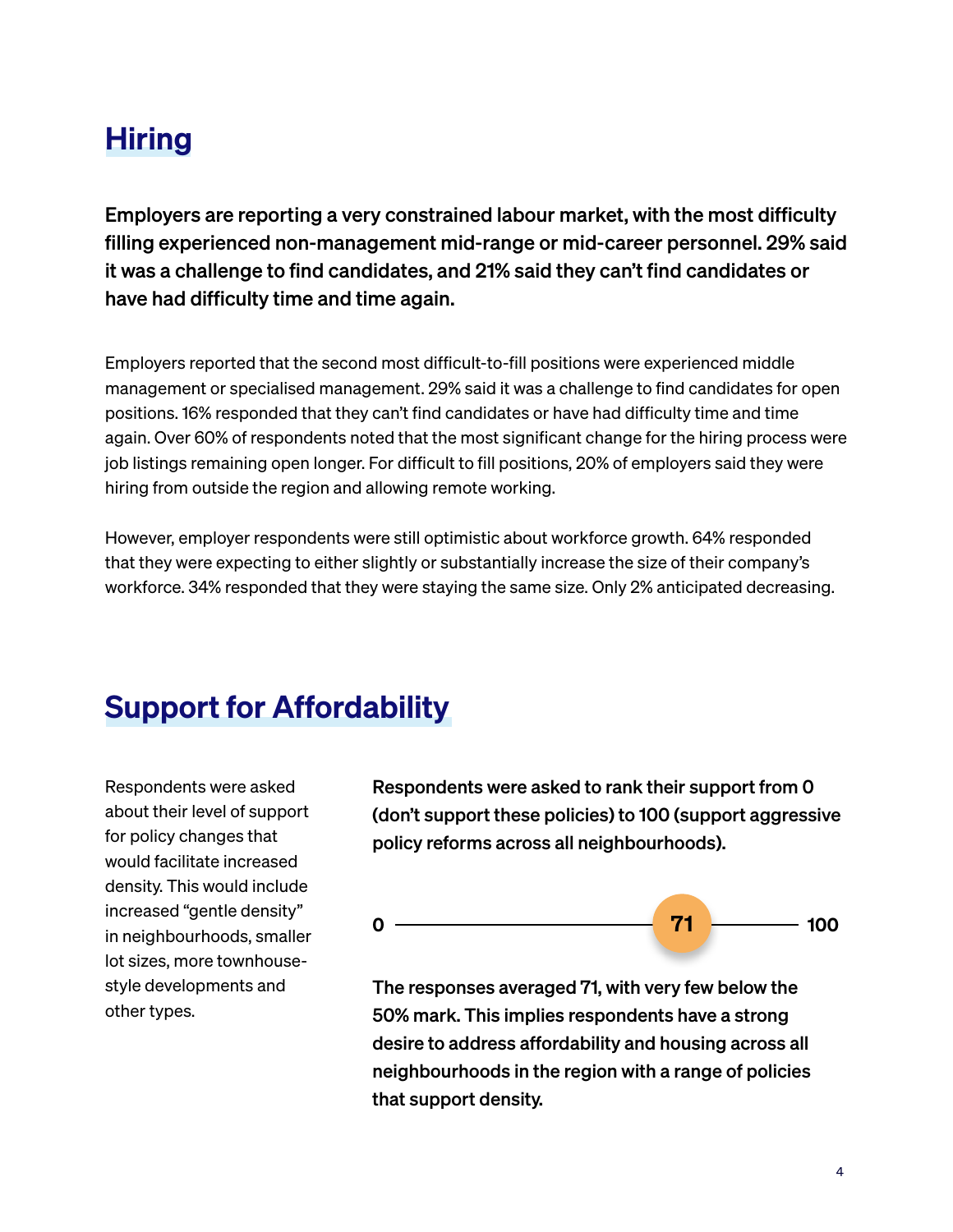## Hiring

**Employers are reporting a very constrained labour market, with the most difficulty filling experienced non-management mid-range or mid-career personnel. 29% said it was a challenge to find candidates, and 21% said they can't find candidates or have had difficulty time and time again.**

Employers reported that the second most difficult-to-fill positions were experienced middle management or specialised management. 29% said it was a challenge to find candidates for open positions. 16% responded that they can't find candidates or have had difficulty time and time again. Over 60% of respondents noted that the most significant change for the hiring process were job listings remaining open longer. For difficult to fill positions, 20% of employers said they were hiring from outside the region and allowing remote working.

However, employer respondents were still optimistic about workforce growth. 64% responded that they were expecting to either slightly or substantially increase the size of their company's workforce. 34% responded that they were staying the same size. Only 2% anticipated decreasing.

## Support for Affordability

Respondents were asked about their level of support for policy changes that would facilitate increased density. This would include increased "gentle density" in neighbourhoods, smaller lot sizes, more townhouse-style developments and other types.

**Respondents were asked to rank their support from 0 (don't support these policies) to 100 (support aggressive policy reforms across all neighbourhoods).**

0 ——— **71** ——— 100

**The responses averaged 71, with very few below the 50% mark. This implies respondents have a strong desire to address affordability and housing across all neighbourhoods in the region with a range of policies that support density.**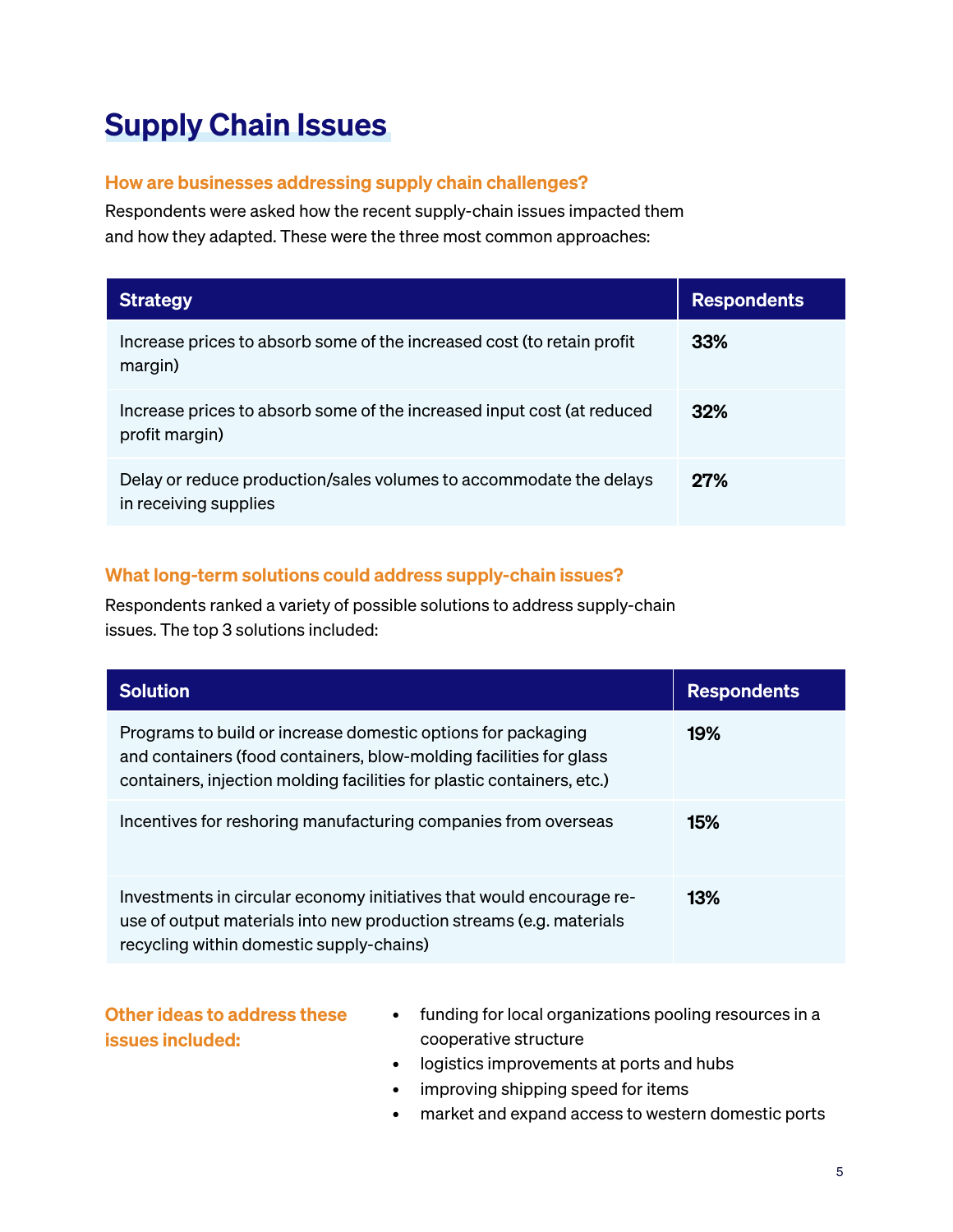# Supply Chain Issues

### How are businesses addressing supply chain challenges?

Respondents were asked how the recent supply-chain issues impacted them and how they adapted. These were the three most common approaches:

| Strategy | Respondents |
| --- | --- |
| Increase prices to absorb some of the increased cost (to retain profit margin) | **33%** |
| Increase prices to absorb some of the increased input cost (at reduced profit margin) | **32%** |
| Delay or reduce production/sales volumes to accommodate the delays in receiving supplies | **27%** |

### What long-term solutions could address supply-chain issues?

Respondents ranked a variety of possible solutions to address supply-chain issues. The top 3 solutions included:

| Solution | Respondents |
| --- | --- |
| Programs to build or increase domestic options for packaging and containers (food containers, blow-molding facilities for glass containers, injection molding facilities for plastic containers, etc.) | **19%** |
| Incentives for reshoring manufacturing companies from overseas | **15%** |
| Investments in circular economy initiatives that would encourage re-use of output materials into new production streams (e.g. materials recycling within domestic supply-chains) | **13%** |

### Other ideas to address these issues included:

- funding for local organizations pooling resources in a cooperative structure
- logistics improvements at ports and hubs
- improving shipping speed for items
- market and expand access to western domestic ports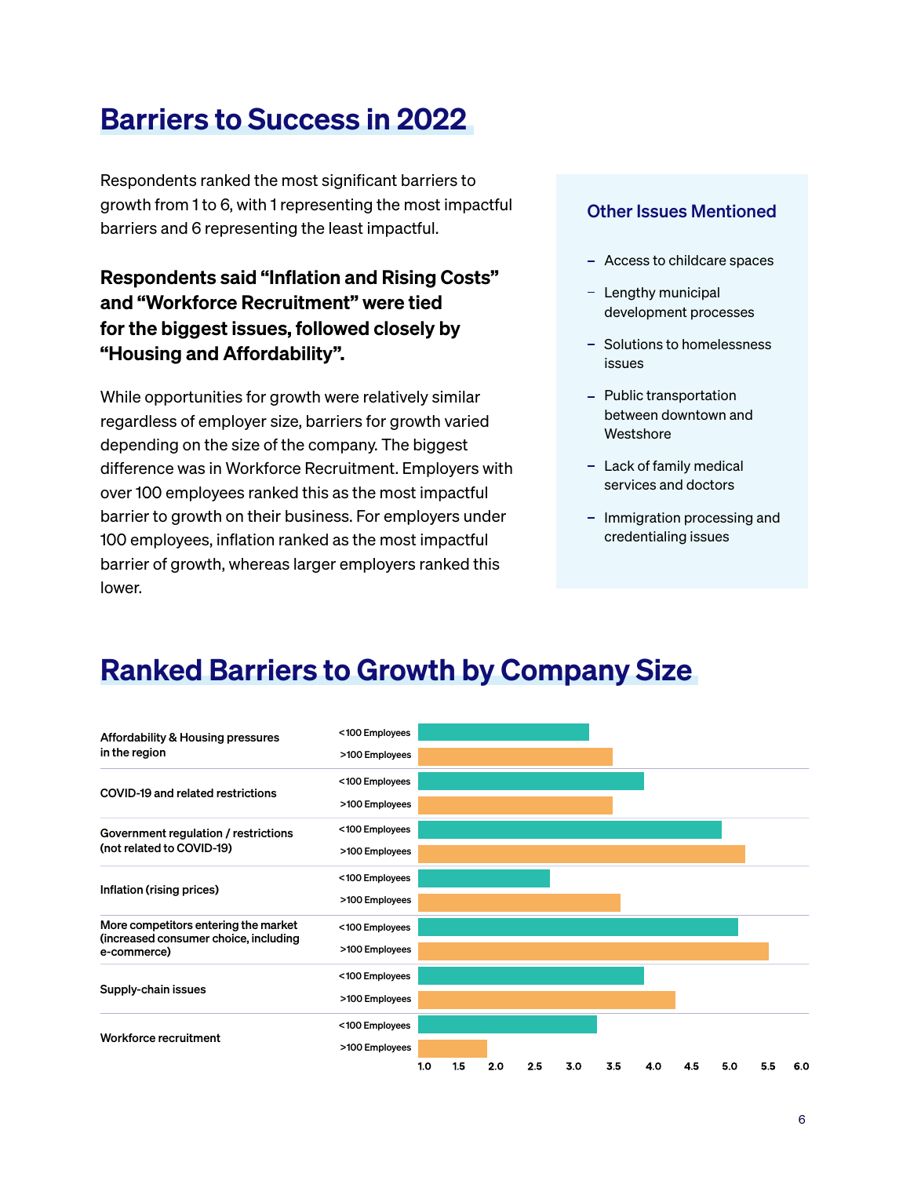# Barriers to Success in 2022

Respondents ranked the most significant barriers to growth from 1 to 6, with 1 representing the most impactful barriers and 6 representing the least impactful.

**Respondents said "Inflation and Rising Costs" and "Workforce Recruitment" were tied for the biggest issues, followed closely by "Housing and Affordability".**

While opportunities for growth were relatively similar regardless of employer size, barriers for growth varied depending on the size of the company. The biggest difference was in Workforce Recruitment. Employers with over 100 employees ranked this as the most impactful barrier to growth on their business. For employers under 100 employees, inflation ranked as the most impactful barrier of growth, whereas larger employers ranked this lower.

### Other Issues Mentioned

- Access to childcare spaces
- Lengthy municipal development processes
- Solutions to homelessness issues
- Public transportation between downtown and Westshore
- Lack of family medical services and doctors
- Immigration processing and credentialing issues

# Ranked Barriers to Growth by Company Size

| Barrier | Company Size |
|---|---|
| Affordability & Housing pressures in the region | <100 Employees |
| | >100 Employees |
| COVID-19 and related restrictions | <100 Employees |
| | >100 Employees |
| Government regulation / restrictions (not related to COVID-19) | <100 Employees |
| | >100 Employees |
| Inflation (rising prices) | <100 Employees |
| | >100 Employees |
| More competitors entering the market (increased consumer choice, including e-commerce) | <100 Employees |
| | >100 Employees |
| Supply-chain issues | <100 Employees |
| | >100 Employees |
| Workforce recruitment | <100 Employees |
| | >100 Employees |

Scale: 1.0 1.5 2.0 2.5 3.0 3.5 4.0 4.5 5.0 5.5 6.0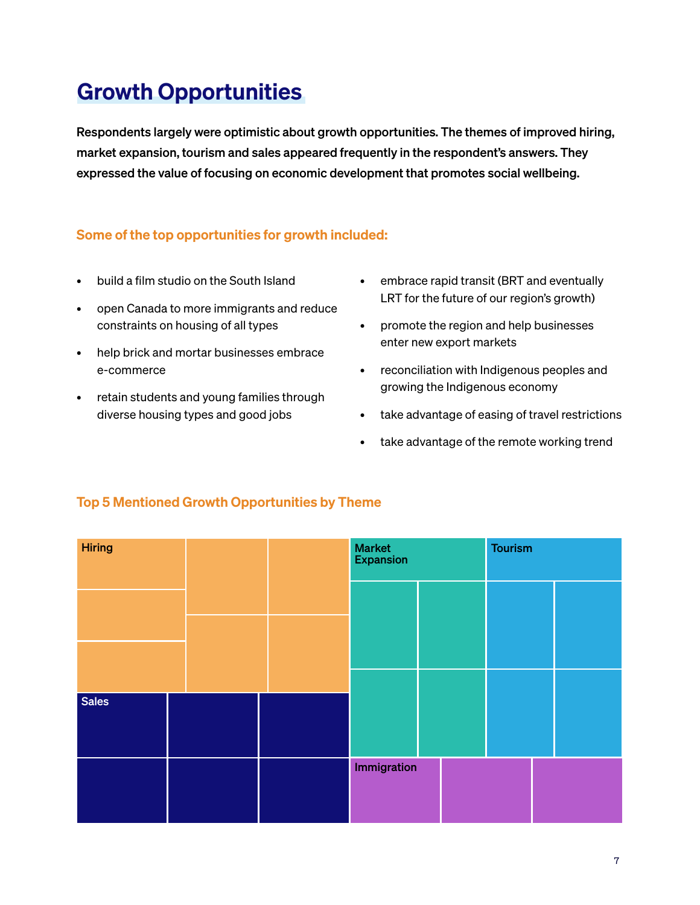# Growth Opportunities

**Respondents largely were optimistic about growth opportunities. The themes of improved hiring, market expansion, tourism and sales appeared frequently in the respondent's answers. They expressed the value of focusing on economic development that promotes social wellbeing.**

### Some of the top opportunities for growth included:

- build a film studio on the South Island
- open Canada to more immigrants and reduce constraints on housing of all types
- help brick and mortar businesses embrace e-commerce
- retain students and young families through diverse housing types and good jobs
- embrace rapid transit (BRT and eventually LRT for the future of our region's growth)
- promote the region and help businesses enter new export markets
- reconciliation with Indigenous peoples and growing the Indigenous economy
- take advantage of easing of travel restrictions
- take advantage of the remote working trend

### Top 5 Mentioned Growth Opportunities by Theme

Hiring

Market Expansion

Tourism

Sales

Immigration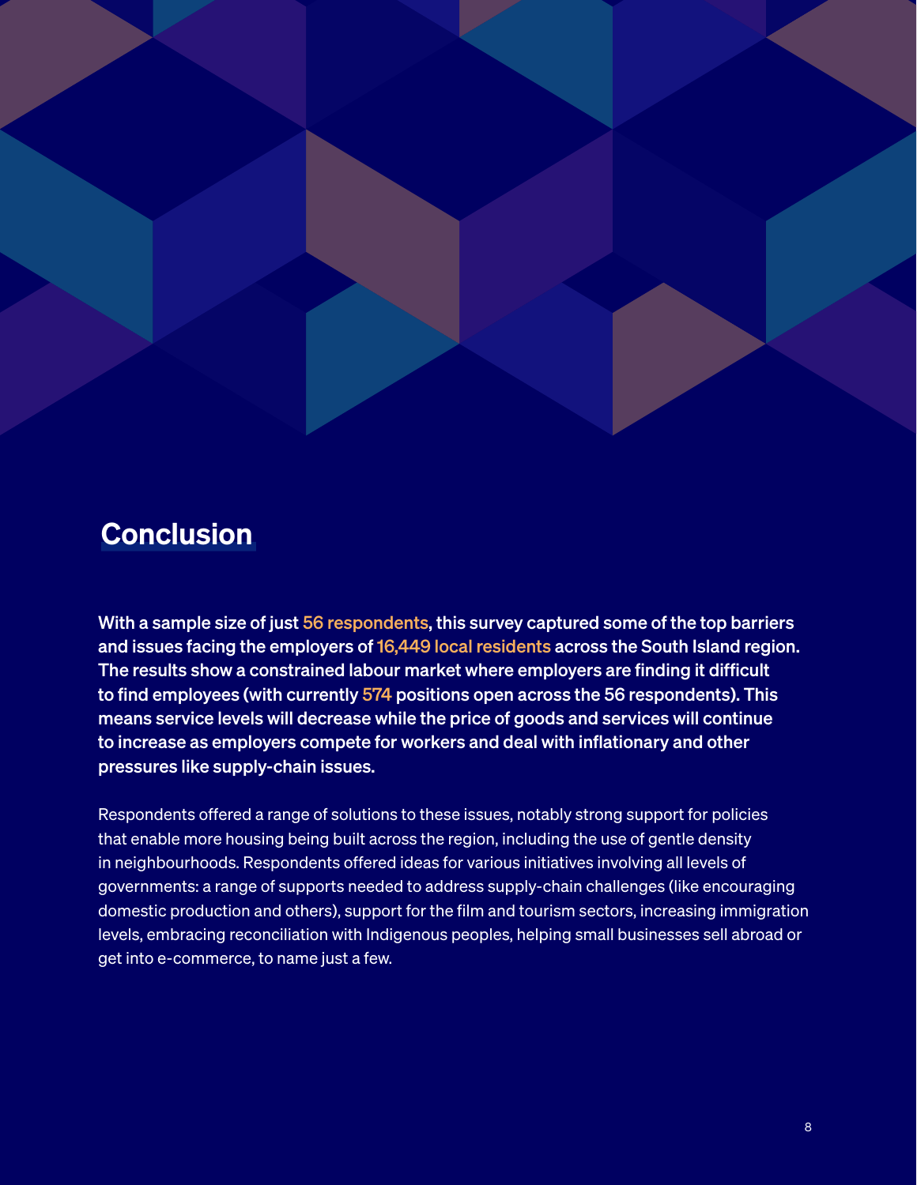# Conclusion

**With a sample size of just 56 respondents, this survey captured some of the top barriers and issues facing the employers of 16,449 local residents across the South Island region. The results show a constrained labour market where employers are finding it difficult to find employees (with currently 574 positions open across the 56 respondents). This means service levels will decrease while the price of goods and services will continue to increase as employers compete for workers and deal with inflationary and other pressures like supply-chain issues.**

Respondents offered a range of solutions to these issues, notably strong support for policies that enable more housing being built across the region, including the use of gentle density in neighbourhoods. Respondents offered ideas for various initiatives involving all levels of governments: a range of supports needed to address supply-chain challenges (like encouraging domestic production and others), support for the film and tourism sectors, increasing immigration levels, embracing reconciliation with Indigenous peoples, helping small businesses sell abroad or get into e-commerce, to name just a few.